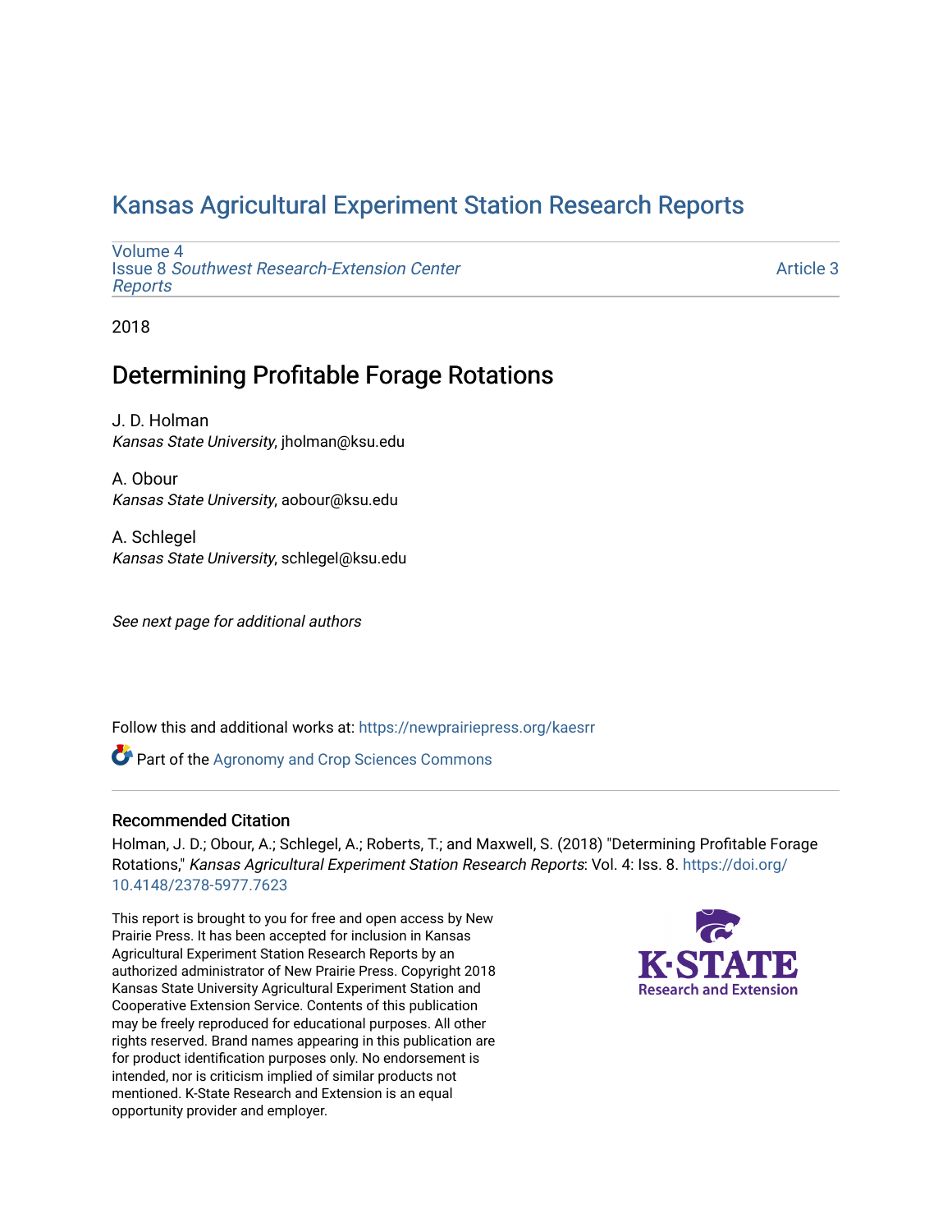# Kansas Agricultural Experiment Station Research Reports

Volume 4
Issue 8 *Southwest Research-Extension Center Reports*

Article 3

2018

## Determining Profitable Forage Rotations

J. D. Holman
*Kansas State University*, jholman@ksu.edu

A. Obour
*Kansas State University*, aobour@ksu.edu

A. Schlegel
*Kansas State University*, schlegel@ksu.edu

*See next page for additional authors*

Follow this and additional works at: https://newprairiepress.org/kaesrr

Part of the Agronomy and Crop Sciences Commons

### Recommended Citation

Holman, J. D.; Obour, A.; Schlegel, A.; Roberts, T.; and Maxwell, S. (2018) "Determining Profitable Forage Rotations," *Kansas Agricultural Experiment Station Research Reports*: Vol. 4: Iss. 8. https://doi.org/10.4148/2378-5977.7623

This report is brought to you for free and open access by New Prairie Press. It has been accepted for inclusion in Kansas Agricultural Experiment Station Research Reports by an authorized administrator of New Prairie Press. Copyright 2018 Kansas State University Agricultural Experiment Station and Cooperative Extension Service. Contents of this publication may be freely reproduced for educational purposes. All other rights reserved. Brand names appearing in this publication are for product identification purposes only. No endorsement is intended, nor is criticism implied of similar products not mentioned. K-State Research and Extension is an equal opportunity provider and employer.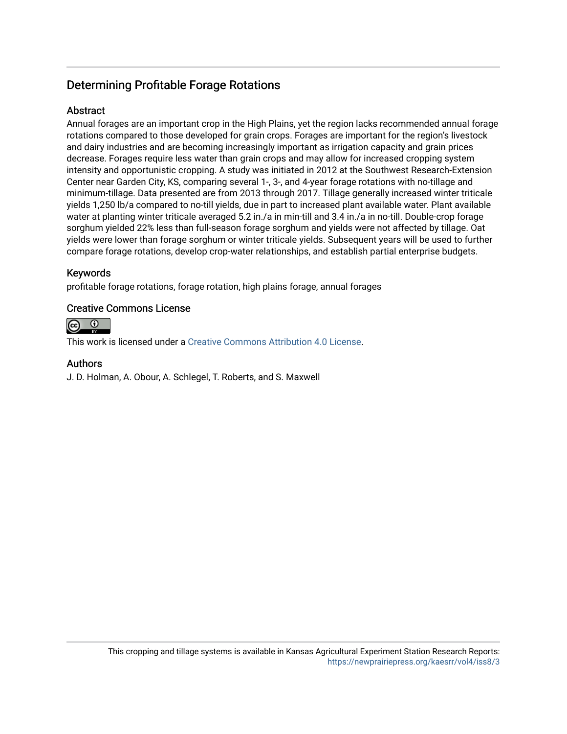## Determining Profitable Forage Rotations

### Abstract

Annual forages are an important crop in the High Plains, yet the region lacks recommended annual forage rotations compared to those developed for grain crops. Forages are important for the region's livestock and dairy industries and are becoming increasingly important as irrigation capacity and grain prices decrease. Forages require less water than grain crops and may allow for increased cropping system intensity and opportunistic cropping. A study was initiated in 2012 at the Southwest Research-Extension Center near Garden City, KS, comparing several 1-, 3-, and 4-year forage rotations with no-tillage and minimum-tillage. Data presented are from 2013 through 2017. Tillage generally increased winter triticale yields 1,250 lb/a compared to no-till yields, due in part to increased plant available water. Plant available water at planting winter triticale averaged 5.2 in./a in min-till and 3.4 in./a in no-till. Double-crop forage sorghum yielded 22% less than full-season forage sorghum and yields were not affected by tillage. Oat yields were lower than forage sorghum or winter triticale yields. Subsequent years will be used to further compare forage rotations, develop crop-water relationships, and establish partial enterprise budgets.

### Keywords

profitable forage rotations, forage rotation, high plains forage, annual forages

### Creative Commons License

This work is licensed under a Creative Commons Attribution 4.0 License.

### Authors

J. D. Holman, A. Obour, A. Schlegel, T. Roberts, and S. Maxwell

This cropping and tillage systems is available in Kansas Agricultural Experiment Station Research Reports: https://newprairiepress.org/kaesrr/vol4/iss8/3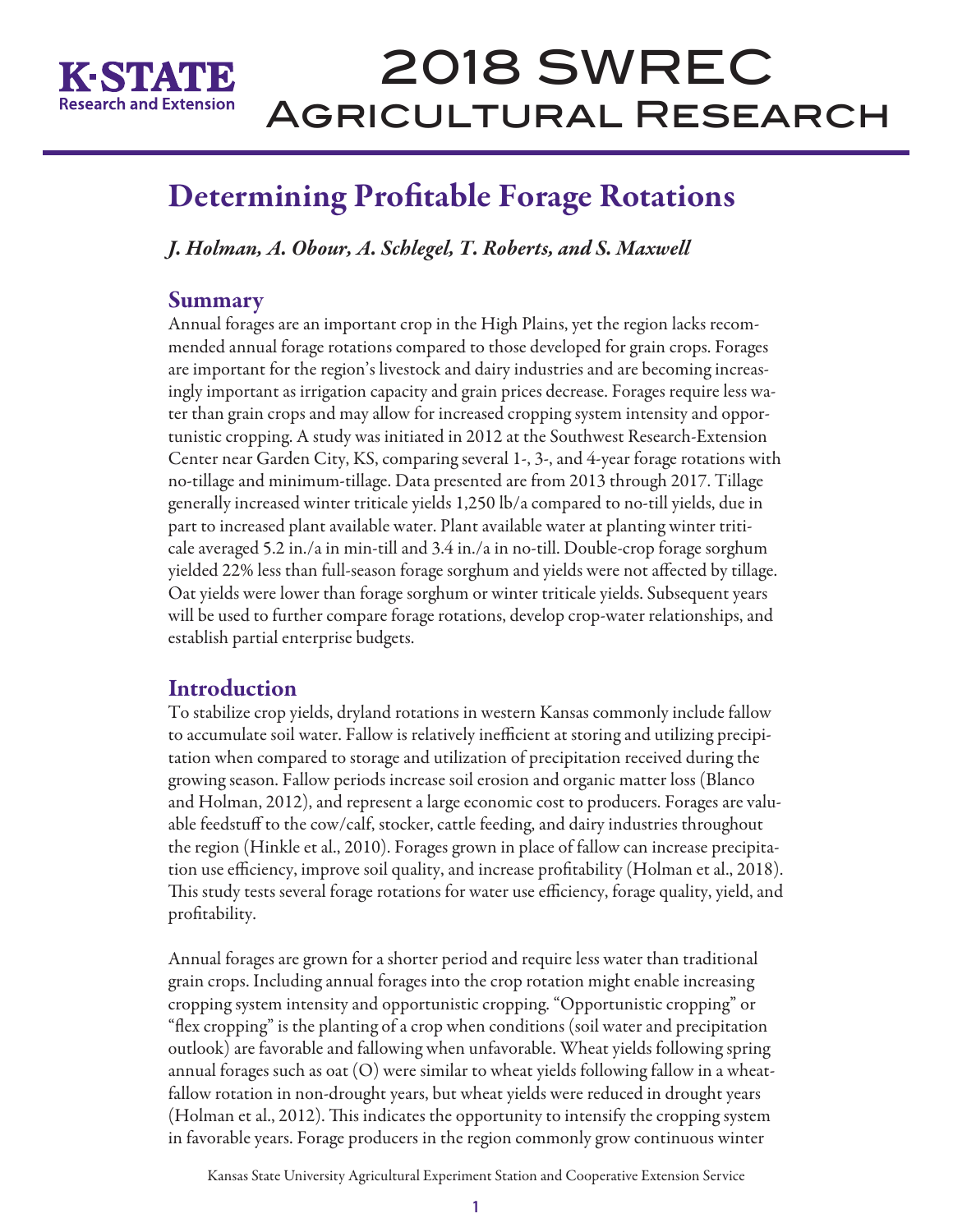# Determining Profitable Forage Rotations

*J. Holman, A. Obour, A. Schlegel, T. Roberts, and S. Maxwell*

## Summary

Annual forages are an important crop in the High Plains, yet the region lacks recommended annual forage rotations compared to those developed for grain crops. Forages are important for the region's livestock and dairy industries and are becoming increasingly important as irrigation capacity and grain prices decrease. Forages require less water than grain crops and may allow for increased cropping system intensity and opportunistic cropping. A study was initiated in 2012 at the Southwest Research-Extension Center near Garden City, KS, comparing several 1-, 3-, and 4-year forage rotations with no-tillage and minimum-tillage. Data presented are from 2013 through 2017. Tillage generally increased winter triticale yields 1,250 lb/a compared to no-till yields, due in part to increased plant available water. Plant available water at planting winter triticale averaged 5.2 in./a in min-till and 3.4 in./a in no-till. Double-crop forage sorghum yielded 22% less than full-season forage sorghum and yields were not affected by tillage. Oat yields were lower than forage sorghum or winter triticale yields. Subsequent years will be used to further compare forage rotations, develop crop-water relationships, and establish partial enterprise budgets.

## Introduction

To stabilize crop yields, dryland rotations in western Kansas commonly include fallow to accumulate soil water. Fallow is relatively inefficient at storing and utilizing precipitation when compared to storage and utilization of precipitation received during the growing season. Fallow periods increase soil erosion and organic matter loss (Blanco and Holman, 2012), and represent a large economic cost to producers. Forages are valuable feedstuff to the cow/calf, stocker, cattle feeding, and dairy industries throughout the region (Hinkle et al., 2010). Forages grown in place of fallow can increase precipitation use efficiency, improve soil quality, and increase profitability (Holman et al., 2018). This study tests several forage rotations for water use efficiency, forage quality, yield, and profitability.

Annual forages are grown for a shorter period and require less water than traditional grain crops. Including annual forages into the crop rotation might enable increasing cropping system intensity and opportunistic cropping. "Opportunistic cropping" or "flex cropping" is the planting of a crop when conditions (soil water and precipitation outlook) are favorable and fallowing when unfavorable. Wheat yields following spring annual forages such as oat (O) were similar to wheat yields following fallow in a wheat-fallow rotation in non-drought years, but wheat yields were reduced in drought years (Holman et al., 2012). This indicates the opportunity to intensify the cropping system in favorable years. Forage producers in the region commonly grow continuous winter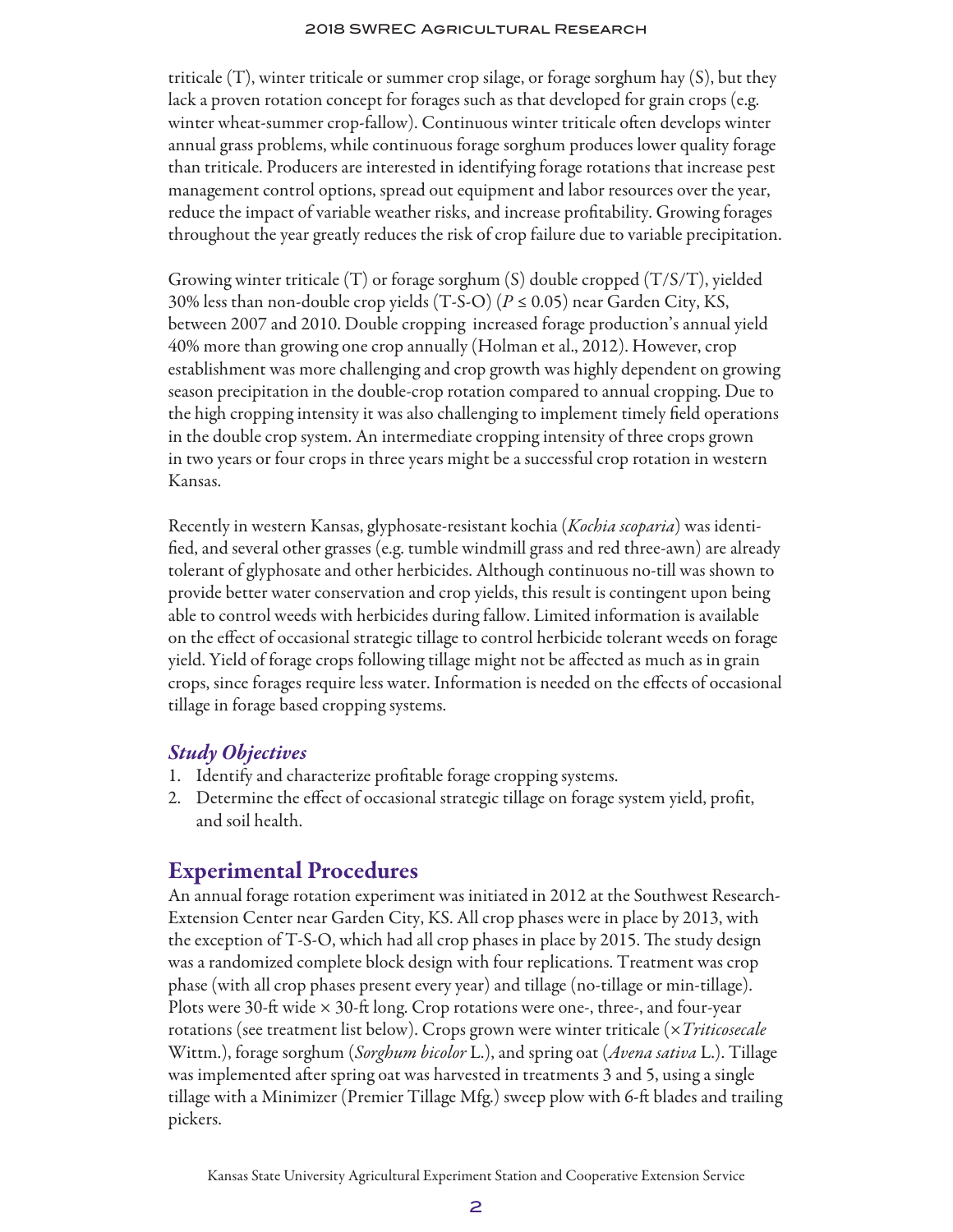triticale (T), winter triticale or summer crop silage, or forage sorghum hay (S), but they lack a proven rotation concept for forages such as that developed for grain crops (e.g. winter wheat-summer crop-fallow). Continuous winter triticale often develops winter annual grass problems, while continuous forage sorghum produces lower quality forage than triticale. Producers are interested in identifying forage rotations that increase pest management control options, spread out equipment and labor resources over the year, reduce the impact of variable weather risks, and increase profitability. Growing forages throughout the year greatly reduces the risk of crop failure due to variable precipitation.

Growing winter triticale (T) or forage sorghum (S) double cropped (T/S/T), yielded 30% less than non-double crop yields (T-S-O) ($P \leq 0.05$) near Garden City, KS, between 2007 and 2010. Double cropping increased forage production's annual yield 40% more than growing one crop annually (Holman et al., 2012). However, crop establishment was more challenging and crop growth was highly dependent on growing season precipitation in the double-crop rotation compared to annual cropping. Due to the high cropping intensity it was also challenging to implement timely field operations in the double crop system. An intermediate cropping intensity of three crops grown in two years or four crops in three years might be a successful crop rotation in western Kansas.

Recently in western Kansas, glyphosate-resistant kochia (*Kochia scoparia*) was identified, and several other grasses (e.g. tumble windmill grass and red three-awn) are already tolerant of glyphosate and other herbicides. Although continuous no-till was shown to provide better water conservation and crop yields, this result is contingent upon being able to control weeds with herbicides during fallow. Limited information is available on the effect of occasional strategic tillage to control herbicide tolerant weeds on forage yield. Yield of forage crops following tillage might not be affected as much as in grain crops, since forages require less water. Information is needed on the effects of occasional tillage in forage based cropping systems.

### *Study Objectives*

1. Identify and characterize profitable forage cropping systems.
2. Determine the effect of occasional strategic tillage on forage system yield, profit, and soil health.

## Experimental Procedures

An annual forage rotation experiment was initiated in 2012 at the Southwest Research-Extension Center near Garden City, KS. All crop phases were in place by 2013, with the exception of T-S-O, which had all crop phases in place by 2015. The study design was a randomized complete block design with four replications. Treatment was crop phase (with all crop phases present every year) and tillage (no-tillage or min-tillage). Plots were 30-ft wide × 30-ft long. Crop rotations were one-, three-, and four-year rotations (see treatment list below). Crops grown were winter triticale (×*Triticosecale* Wittm.), forage sorghum (*Sorghum bicolor* L.), and spring oat (*Avena sativa* L.). Tillage was implemented after spring oat was harvested in treatments 3 and 5, using a single tillage with a Minimizer (Premier Tillage Mfg.) sweep plow with 6-ft blades and trailing pickers.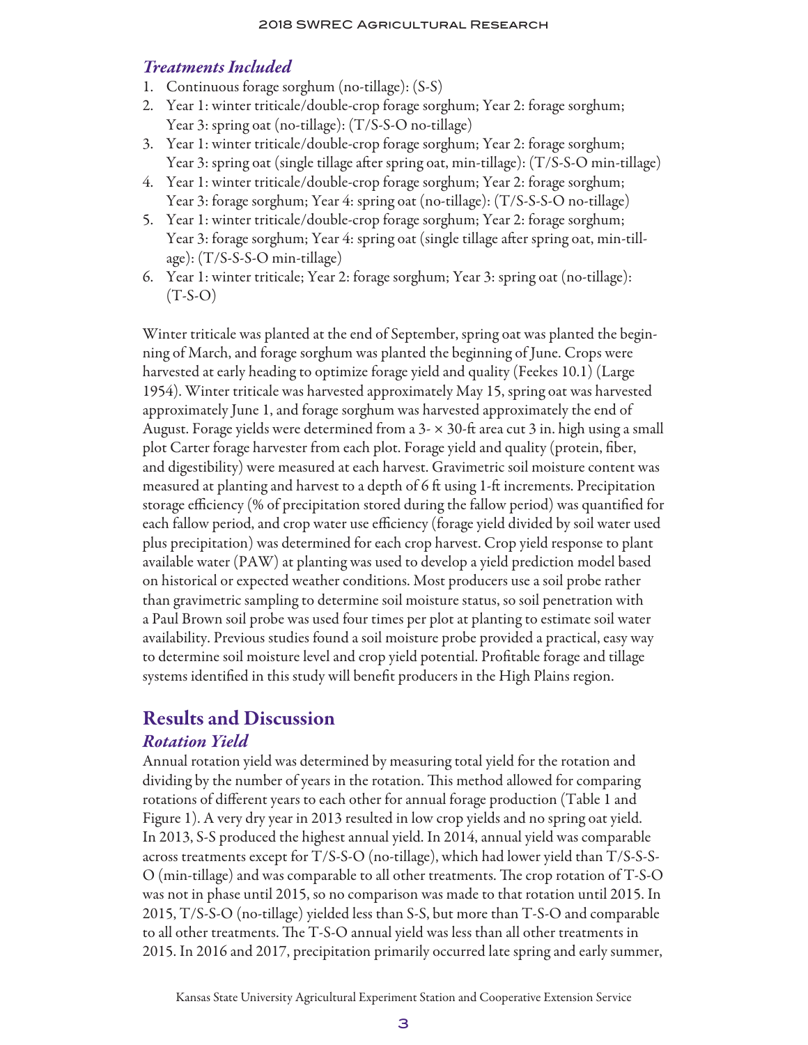### *Treatments Included*

1. Continuous forage sorghum (no-tillage): (S-S)
2. Year 1: winter triticale/double-crop forage sorghum; Year 2: forage sorghum; Year 3: spring oat (no-tillage): (T/S-S-O no-tillage)
3. Year 1: winter triticale/double-crop forage sorghum; Year 2: forage sorghum; Year 3: spring oat (single tillage after spring oat, min-tillage): (T/S-S-O min-tillage)
4. Year 1: winter triticale/double-crop forage sorghum; Year 2: forage sorghum; Year 3: forage sorghum; Year 4: spring oat (no-tillage): (T/S-S-S-O no-tillage)
5. Year 1: winter triticale/double-crop forage sorghum; Year 2: forage sorghum; Year 3: forage sorghum; Year 4: spring oat (single tillage after spring oat, min-tillage): (T/S-S-S-O min-tillage)
6. Year 1: winter triticale; Year 2: forage sorghum; Year 3: spring oat (no-tillage): (T-S-O)

Winter triticale was planted at the end of September, spring oat was planted the beginning of March, and forage sorghum was planted the beginning of June. Crops were harvested at early heading to optimize forage yield and quality (Feekes 10.1) (Large 1954). Winter triticale was harvested approximately May 15, spring oat was harvested approximately June 1, and forage sorghum was harvested approximately the end of August. Forage yields were determined from a 3- × 30-ft area cut 3 in. high using a small plot Carter forage harvester from each plot. Forage yield and quality (protein, fiber, and digestibility) were measured at each harvest. Gravimetric soil moisture content was measured at planting and harvest to a depth of 6 ft using 1-ft increments. Precipitation storage efficiency (% of precipitation stored during the fallow period) was quantified for each fallow period, and crop water use efficiency (forage yield divided by soil water used plus precipitation) was determined for each crop harvest. Crop yield response to plant available water (PAW) at planting was used to develop a yield prediction model based on historical or expected weather conditions. Most producers use a soil probe rather than gravimetric sampling to determine soil moisture status, so soil penetration with a Paul Brown soil probe was used four times per plot at planting to estimate soil water availability. Previous studies found a soil moisture probe provided a practical, easy way to determine soil moisture level and crop yield potential. Profitable forage and tillage systems identified in this study will benefit producers in the High Plains region.

## Results and Discussion

### *Rotation Yield*

Annual rotation yield was determined by measuring total yield for the rotation and dividing by the number of years in the rotation. This method allowed for comparing rotations of different years to each other for annual forage production (Table 1 and Figure 1). A very dry year in 2013 resulted in low crop yields and no spring oat yield. In 2013, S-S produced the highest annual yield. In 2014, annual yield was comparable across treatments except for T/S-S-O (no-tillage), which had lower yield than T/S-S-S-O (min-tillage) and was comparable to all other treatments. The crop rotation of T-S-O was not in phase until 2015, so no comparison was made to that rotation until 2015. In 2015, T/S-S-O (no-tillage) yielded less than S-S, but more than T-S-O and comparable to all other treatments. The T-S-O annual yield was less than all other treatments in 2015. In 2016 and 2017, precipitation primarily occurred late spring and early summer,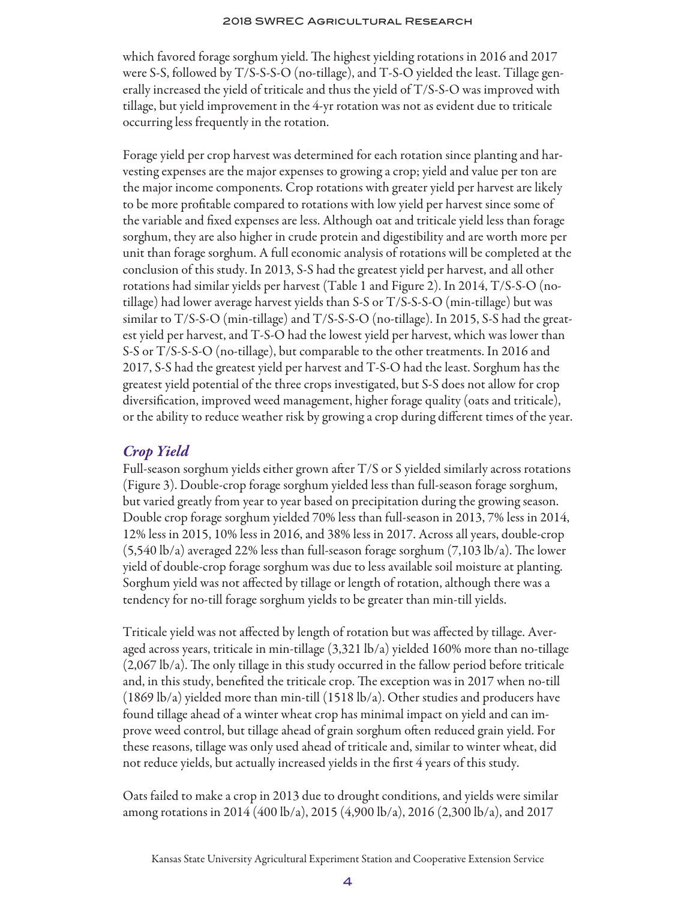which favored forage sorghum yield. The highest yielding rotations in 2016 and 2017 were S-S, followed by T/S-S-S-O (no-tillage), and T-S-O yielded the least. Tillage generally increased the yield of triticale and thus the yield of T/S-S-O was improved with tillage, but yield improvement in the 4-yr rotation was not as evident due to triticale occurring less frequently in the rotation.

Forage yield per crop harvest was determined for each rotation since planting and harvesting expenses are the major expenses to growing a crop; yield and value per ton are the major income components. Crop rotations with greater yield per harvest are likely to be more profitable compared to rotations with low yield per harvest since some of the variable and fixed expenses are less. Although oat and triticale yield less than forage sorghum, they are also higher in crude protein and digestibility and are worth more per unit than forage sorghum. A full economic analysis of rotations will be completed at the conclusion of this study. In 2013, S-S had the greatest yield per harvest, and all other rotations had similar yields per harvest (Table 1 and Figure 2). In 2014, T/S-S-O (no-tillage) had lower average harvest yields than S-S or T/S-S-S-O (min-tillage) but was similar to T/S-S-O (min-tillage) and T/S-S-S-O (no-tillage). In 2015, S-S had the greatest yield per harvest, and T-S-O had the lowest yield per harvest, which was lower than S-S or T/S-S-S-O (no-tillage), but comparable to the other treatments. In 2016 and 2017, S-S had the greatest yield per harvest and T-S-O had the least. Sorghum has the greatest yield potential of the three crops investigated, but S-S does not allow for crop diversification, improved weed management, higher forage quality (oats and triticale), or the ability to reduce weather risk by growing a crop during different times of the year.

## *Crop Yield*

Full-season sorghum yields either grown after T/S or S yielded similarly across rotations (Figure 3). Double-crop forage sorghum yielded less than full-season forage sorghum, but varied greatly from year to year based on precipitation during the growing season. Double crop forage sorghum yielded 70% less than full-season in 2013, 7% less in 2014, 12% less in 2015, 10% less in 2016, and 38% less in 2017. Across all years, double-crop (5,540 lb/a) averaged 22% less than full-season forage sorghum (7,103 lb/a). The lower yield of double-crop forage sorghum was due to less available soil moisture at planting. Sorghum yield was not affected by tillage or length of rotation, although there was a tendency for no-till forage sorghum yields to be greater than min-till yields.

Triticale yield was not affected by length of rotation but was affected by tillage. Averaged across years, triticale in min-tillage (3,321 lb/a) yielded 160% more than no-tillage (2,067 lb/a). The only tillage in this study occurred in the fallow period before triticale and, in this study, benefited the triticale crop. The exception was in 2017 when no-till (1869 lb/a) yielded more than min-till (1518 lb/a). Other studies and producers have found tillage ahead of a winter wheat crop has minimal impact on yield and can improve weed control, but tillage ahead of grain sorghum often reduced grain yield. For these reasons, tillage was only used ahead of triticale and, similar to winter wheat, did not reduce yields, but actually increased yields in the first 4 years of this study.

Oats failed to make a crop in 2013 due to drought conditions, and yields were similar among rotations in 2014 (400 lb/a), 2015 (4,900 lb/a), 2016 (2,300 lb/a), and 2017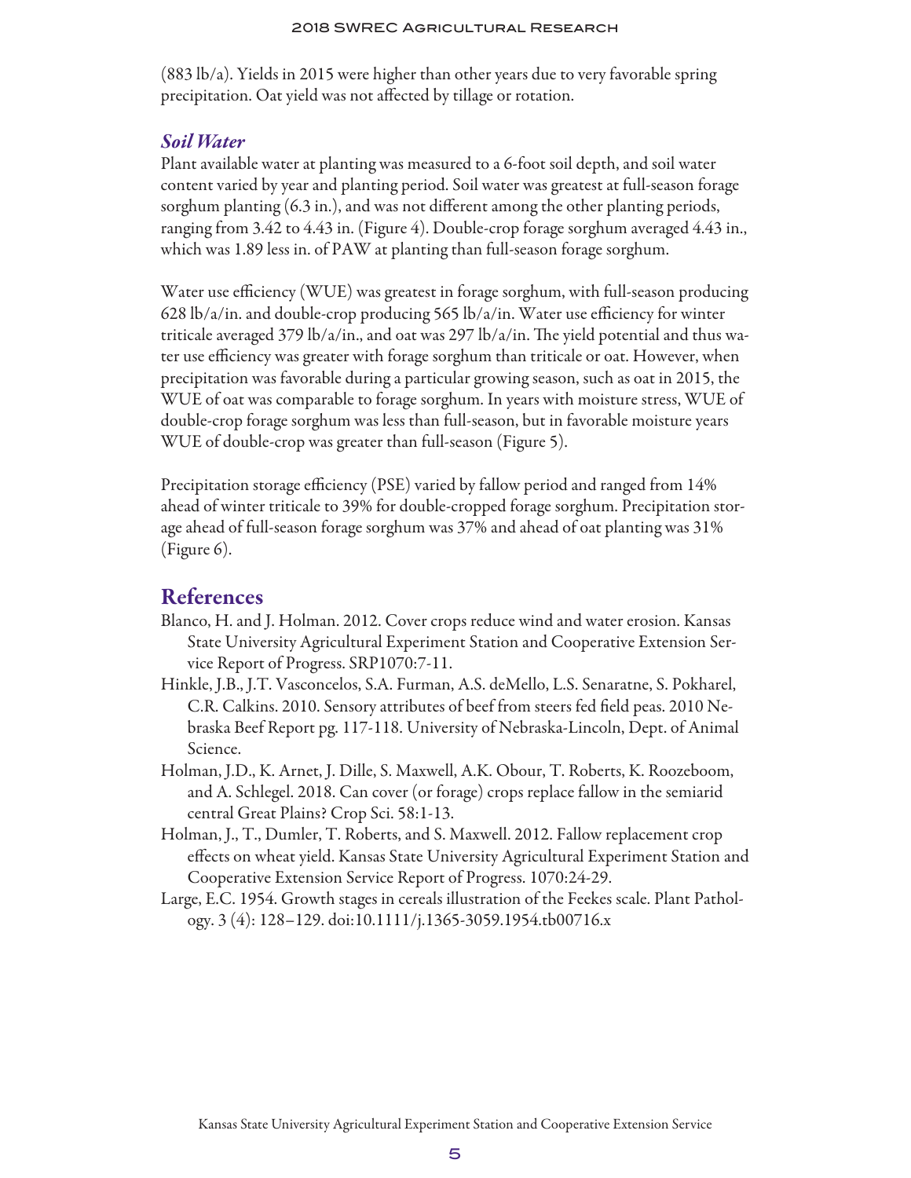(883 lb/a). Yields in 2015 were higher than other years due to very favorable spring precipitation. Oat yield was not affected by tillage or rotation.

### *Soil Water*

Plant available water at planting was measured to a 6-foot soil depth, and soil water content varied by year and planting period. Soil water was greatest at full-season forage sorghum planting (6.3 in.), and was not different among the other planting periods, ranging from 3.42 to 4.43 in. (Figure 4). Double-crop forage sorghum averaged 4.43 in., which was 1.89 less in. of PAW at planting than full-season forage sorghum.

Water use efficiency (WUE) was greatest in forage sorghum, with full-season producing 628 lb/a/in. and double-crop producing 565 lb/a/in. Water use efficiency for winter triticale averaged 379 lb/a/in., and oat was 297 lb/a/in. The yield potential and thus water use efficiency was greater with forage sorghum than triticale or oat. However, when precipitation was favorable during a particular growing season, such as oat in 2015, the WUE of oat was comparable to forage sorghum. In years with moisture stress, WUE of double-crop forage sorghum was less than full-season, but in favorable moisture years WUE of double-crop was greater than full-season (Figure 5).

Precipitation storage efficiency (PSE) varied by fallow period and ranged from 14% ahead of winter triticale to 39% for double-cropped forage sorghum. Precipitation storage ahead of full-season forage sorghum was 37% and ahead of oat planting was 31% (Figure 6).

## References

Blanco, H. and J. Holman. 2012. Cover crops reduce wind and water erosion. Kansas State University Agricultural Experiment Station and Cooperative Extension Service Report of Progress. SRP1070:7-11.

Hinkle, J.B., J.T. Vasconcelos, S.A. Furman, A.S. deMello, L.S. Senaratne, S. Pokharel, C.R. Calkins. 2010. Sensory attributes of beef from steers fed field peas. 2010 Nebraska Beef Report pg. 117-118. University of Nebraska-Lincoln, Dept. of Animal Science.

Holman, J.D., K. Arnet, J. Dille, S. Maxwell, A.K. Obour, T. Roberts, K. Roozeboom, and A. Schlegel. 2018. Can cover (or forage) crops replace fallow in the semiarid central Great Plains? Crop Sci. 58:1-13.

Holman, J., T., Dumler, T. Roberts, and S. Maxwell. 2012. Fallow replacement crop effects on wheat yield. Kansas State University Agricultural Experiment Station and Cooperative Extension Service Report of Progress. 1070:24-29.

Large, E.C. 1954. Growth stages in cereals illustration of the Feekes scale. Plant Pathology. 3 (4): 128–129. doi:10.1111/j.1365-3059.1954.tb00716.x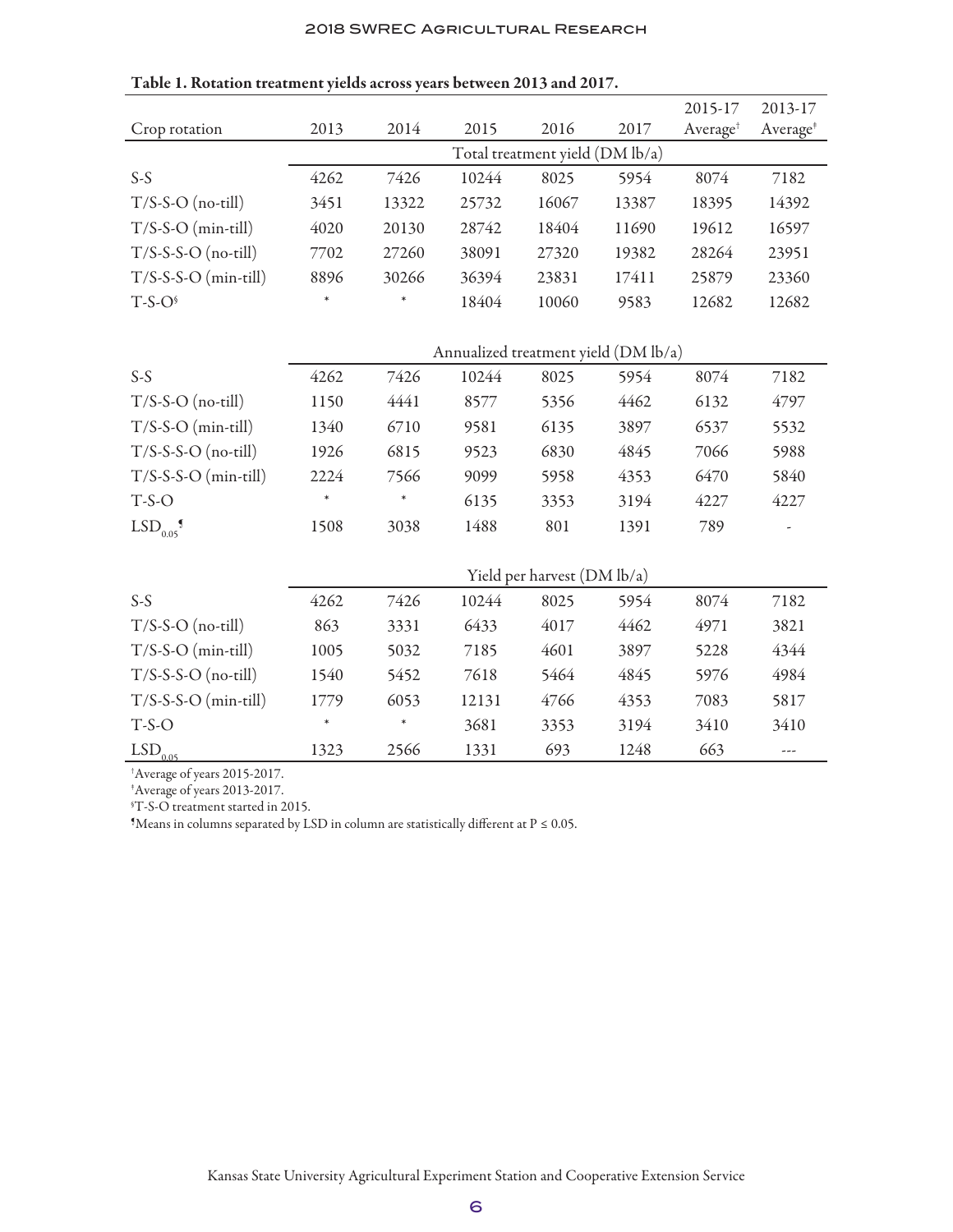**Table 1. Rotation treatment yields across years between 2013 and 2017.**

| Crop rotation | 2013 | 2014 | 2015 | 2016 | 2017 | 2015-17 Average[†] | 2013-17 Average[‡] |
|---|---|---|---|---|---|---|---|
| | Total treatment yield (DM lb/a) | | | | | | |
| S-S | 4262 | 7426 | 10244 | 8025 | 5954 | 8074 | 7182 |
| T/S-S-O (no-till) | 3451 | 13322 | 25732 | 16067 | 13387 | 18395 | 14392 |
| T/S-S-O (min-till) | 4020 | 20130 | 28742 | 18404 | 11690 | 19612 | 16597 |
| T/S-S-S-O (no-till) | 7702 | 27260 | 38091 | 27320 | 19382 | 28264 | 23951 |
| T/S-S-S-O (min-till) | 8896 | 30266 | 36394 | 23831 | 17411 | 25879 | 23360 |
| T-S-O[§] | * | * | 18404 | 10060 | 9583 | 12682 | 12682 |
| | Annualized treatment yield (DM lb/a) | | | | | | |
| S-S | 4262 | 7426 | 10244 | 8025 | 5954 | 8074 | 7182 |
| T/S-S-O (no-till) | 1150 | 4441 | 8577 | 5356 | 4462 | 6132 | 4797 |
| T/S-S-O (min-till) | 1340 | 6710 | 9581 | 6135 | 3897 | 6537 | 5532 |
| T/S-S-S-O (no-till) | 1926 | 6815 | 9523 | 6830 | 4845 | 7066 | 5988 |
| T/S-S-S-O (min-till) | 2224 | 7566 | 9099 | 5958 | 4353 | 6470 | 5840 |
| T-S-O | * | * | 6135 | 3353 | 3194 | 4227 | 4227 |
| $LSD_{0.05}$[¶] | 1508 | 3038 | 1488 | 801 | 1391 | 789 | - |
| | Yield per harvest (DM lb/a) | | | | | | |
| S-S | 4262 | 7426 | 10244 | 8025 | 5954 | 8074 | 7182 |
| T/S-S-O (no-till) | 863 | 3331 | 6433 | 4017 | 4462 | 4971 | 3821 |
| T/S-S-O (min-till) | 1005 | 5032 | 7185 | 4601 | 3897 | 5228 | 4344 |
| T/S-S-S-O (no-till) | 1540 | 5452 | 7618 | 5464 | 4845 | 5976 | 4984 |
| T/S-S-S-O (min-till) | 1779 | 6053 | 12131 | 4766 | 4353 | 7083 | 5817 |
| T-S-O | * | * | 3681 | 3353 | 3194 | 3410 | 3410 |
| $LSD_{0.05}$ | 1323 | 2566 | 1331 | 693 | 1248 | 663 | --- |

[†]Average of years 2015-2017.
[‡]Average of years 2013-2017.
[§]T-S-O treatment started in 2015.
[¶]Means in columns separated by LSD in column are statistically different at $P \leq 0.05$.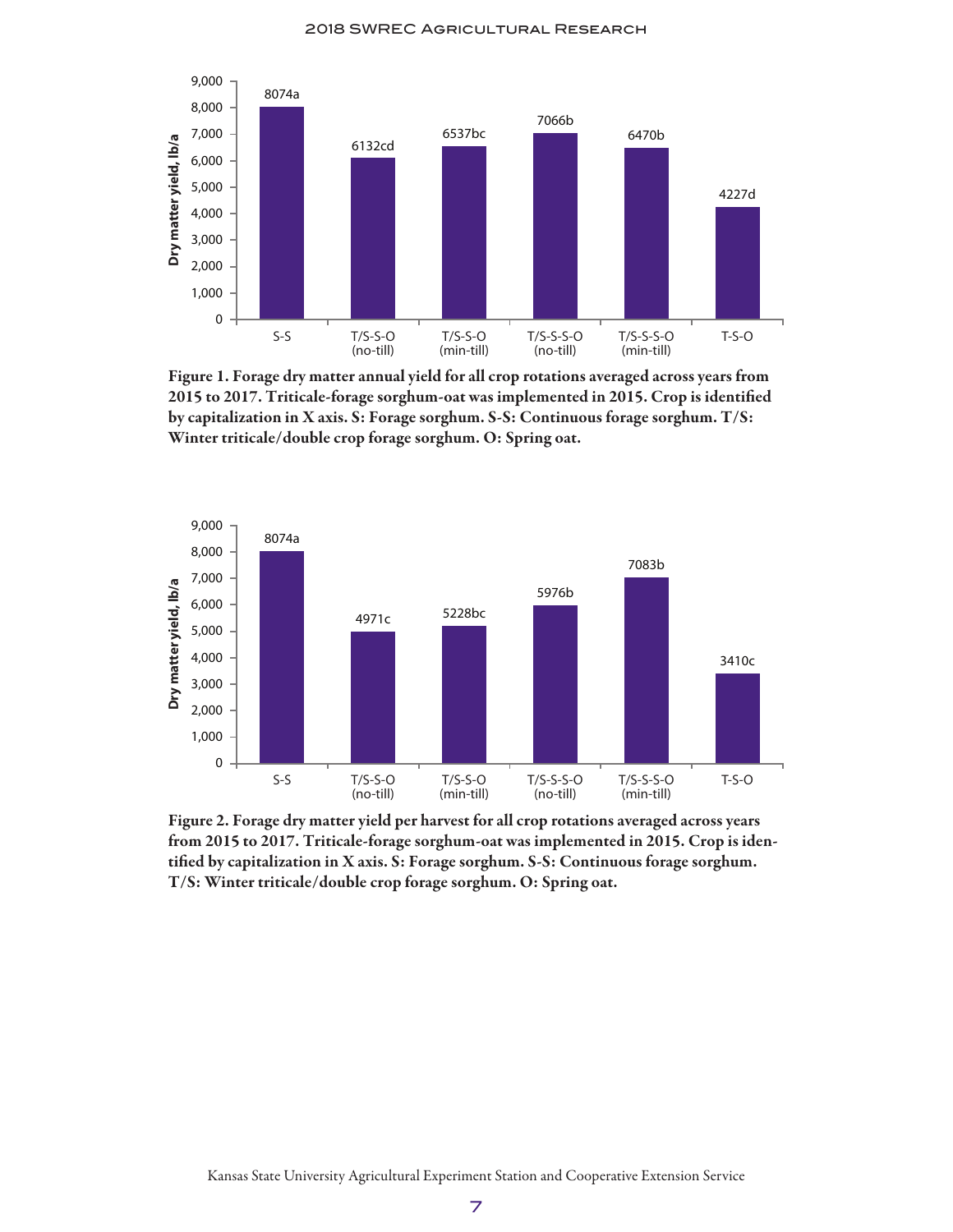Figure 1. Forage dry matter annual yield for all crop rotations averaged across years from 2015 to 2017. Triticale-forage sorghum-oat was implemented in 2015. Crop is identified by capitalization in X axis. S: Forage sorghum. S-S: Continuous forage sorghum. T/S: Winter triticale/double crop forage sorghum. O: Spring oat.

| Crop rotation | Dry matter yield, lb/a |
|---|---|
| S-S | 8074a |
| T/S-S-O (no-till) | 6132cd |
| T/S-S-O (min-till) | 6537bc |
| T/S-S-S-O (no-till) | 7066b |
| T/S-S-S-O (min-till) | 6470b |
| T-S-O | 4227d |

Figure 2. Forage dry matter yield per harvest for all crop rotations averaged across years from 2015 to 2017. Triticale-forage sorghum-oat was implemented in 2015. Crop is identified by capitalization in X axis. S: Forage sorghum. S-S: Continuous forage sorghum. T/S: Winter triticale/double crop forage sorghum. O: Spring oat.

| Crop rotation | Dry matter yield, lb/a |
|---|---|
| S-S | 8074a |
| T/S-S-O (no-till) | 4971c |
| T/S-S-O (min-till) | 5228bc |
| T/S-S-S-O (no-till) | 5976b |
| T/S-S-S-O (min-till) | 7083b |
| T-S-O | 3410c |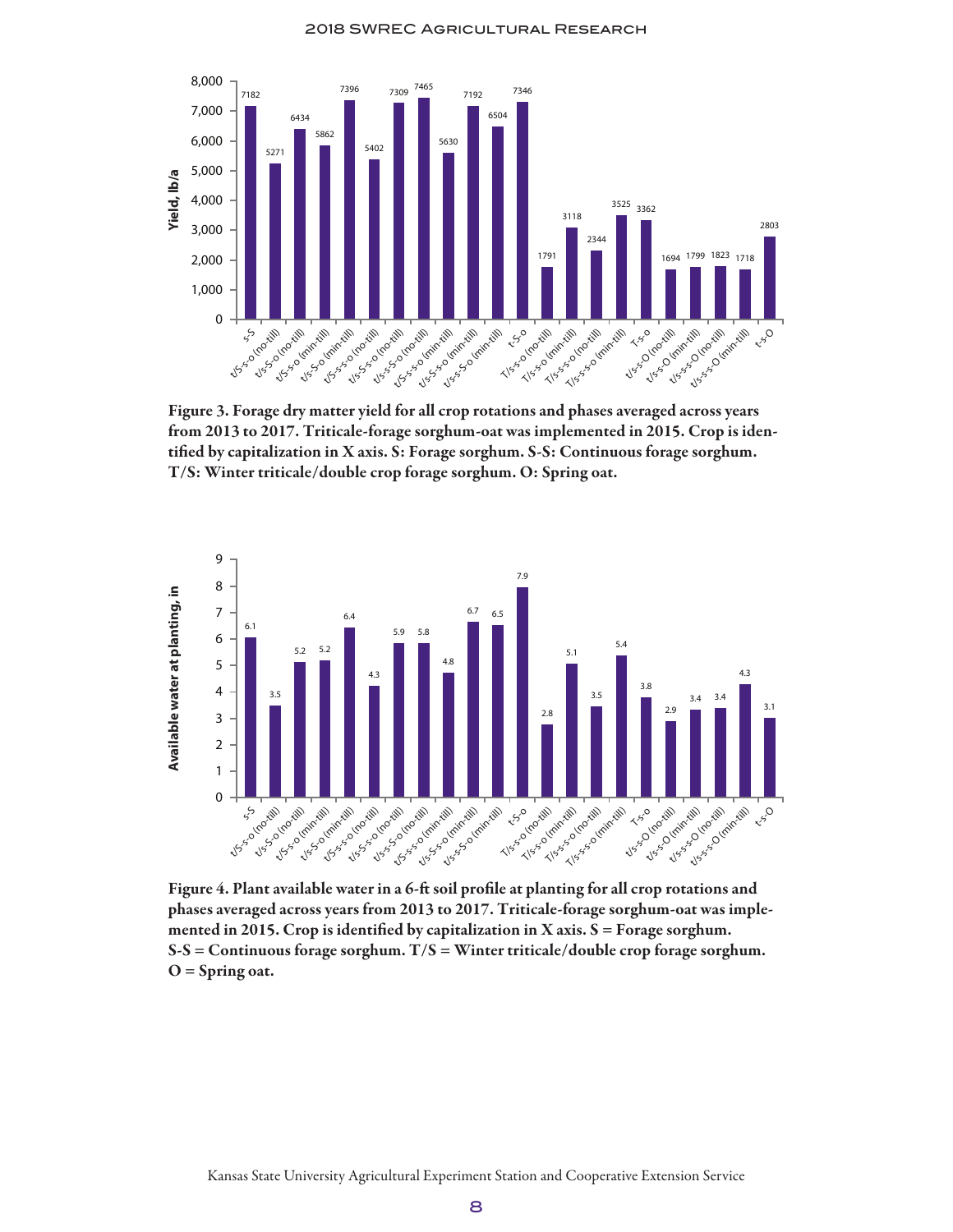Figure 3. Forage dry matter yield for all crop rotations and phases averaged across years from 2013 to 2017. Triticale-forage sorghum-oat was implemented in 2015. Crop is identified by capitalization in X axis. S: Forage sorghum. S-S: Continuous forage sorghum. T/S: Winter triticale/double crop forage sorghum. O: Spring oat.

Figure 4. Plant available water in a 6-ft soil profile at planting for all crop rotations and phases averaged across years from 2013 to 2017. Triticale-forage sorghum-oat was implemented in 2015. Crop is identified by capitalization in X axis. S = Forage sorghum. S-S = Continuous forage sorghum. T/S = Winter triticale/double crop forage sorghum. O = Spring oat.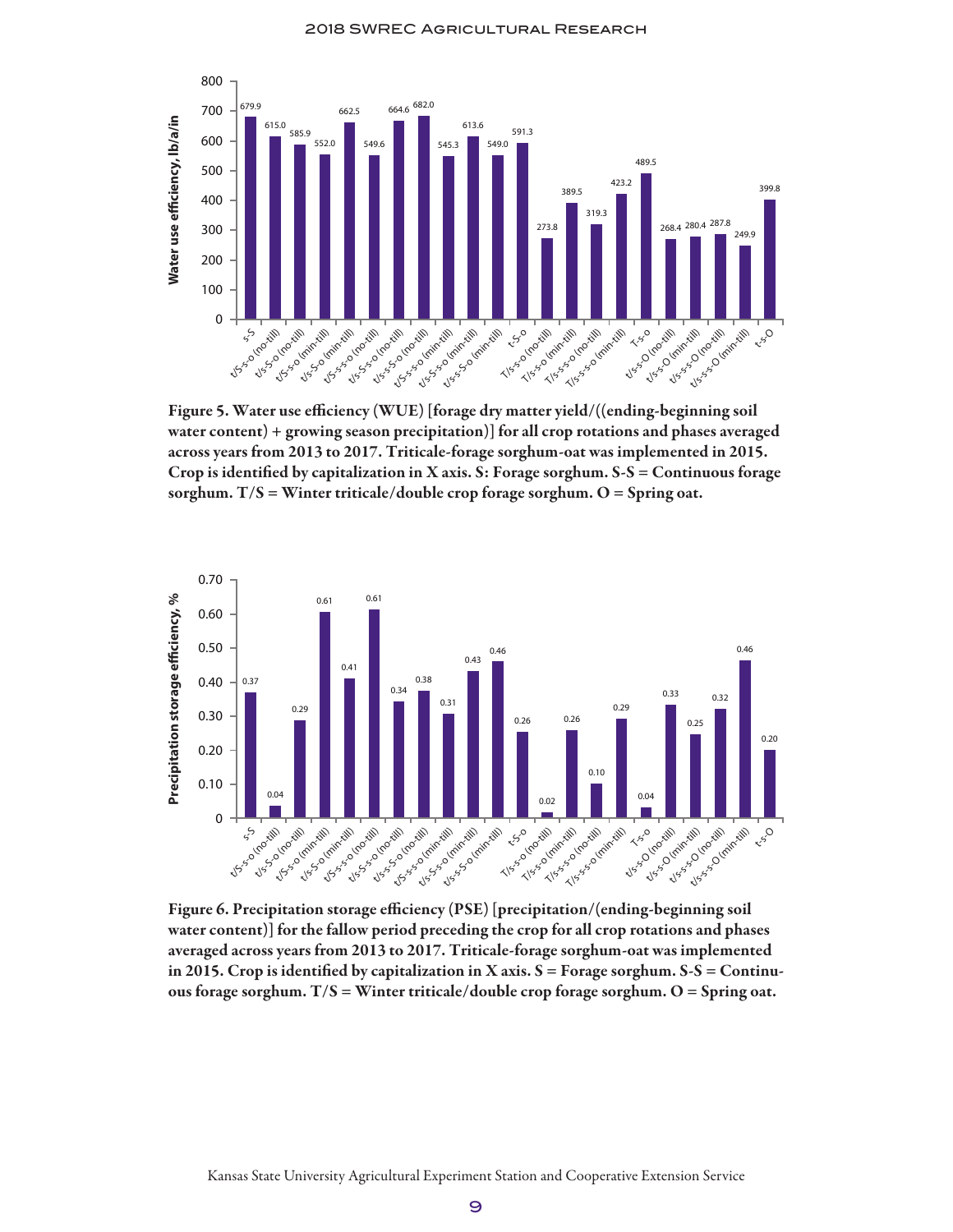Water use efficiency, lb/a/in

800
700
600
500
400
300
200
100
0

679.9
615.0
585.9
552.0
662.5
549.6
664.6
682.0
545.3
613.6
549.0
591.3
273.8
389.5
319.3
423.2
489.5
268.4
280.4
287.8
249.9
399.8

s-S
t/S-s-o (no-till)
t/s-S-o (no-till)
t/S-s-o (min-till)
t/s-S-o (min-till)
t/S-s-s-o (no-till)
t/s-S-s-o (no-till)
t/s-s-S-o (no-till)
t/S-s-s-o (min-till)
t/s-S-s-o (min-till)
t/s-s-S-o (min-till)
t-S-o
T/s-s-o (no-till)
T/s-s-o (min-till)
T/s-s-s-o (no-till)
T/s-s-s-o (min-till)
T-s-o
t/s-s-O (no-till)
t/s-s-O (min-till)
t/s-s-s-O (no-till)
t/s-s-s-O (min-till)
t-s-O

**Figure 5. Water use efficiency (WUE) [forage dry matter yield/((ending-beginning soil water content) + growing season precipitation)] for all crop rotations and phases averaged across years from 2013 to 2017. Triticale-forage sorghum-oat was implemented in 2015. Crop is identified by capitalization in X axis. S: Forage sorghum. S-S = Continuous forage sorghum. T/S = Winter triticale/double crop forage sorghum. O = Spring oat.**

Precipitation storage efficiency, %

0.70
0.60
0.50
0.40
0.30
0.20
0.10
0

0.37
0.04
0.29
0.61
0.41
0.61
0.34
0.38
0.31
0.43
0.46
0.26
0.02
0.26
0.10
0.29
0.04
0.33
0.25
0.32
0.46
0.20

s-S
t/S-s-o (no-till)
t/s-S-o (no-till)
t/S-s-o (min-till)
t/s-S-o (min-till)
t/S-s-s-o (no-till)
t/s-S-s-o (no-till)
t/s-s-S-o (no-till)
t/S-s-s-o (min-till)
t/s-S-s-o (min-till)
t/s-s-S-o (min-till)
t-S-o
T/s-s-o (no-till)
T/s-s-o (min-till)
T/s-s-s-o (no-till)
T/s-s-s-o (min-till)
T-s-o
t/s-s-O (no-till)
t/s-s-O (min-till)
t/s-s-s-O (no-till)
t/s-s-s-O (min-till)
t-s-O

**Figure 6. Precipitation storage efficiency (PSE) [precipitation/(ending-beginning soil water content)] for the fallow period preceding the crop for all crop rotations and phases averaged across years from 2013 to 2017. Triticale-forage sorghum-oat was implemented in 2015. Crop is identified by capitalization in X axis. S = Forage sorghum. S-S = Continuous forage sorghum. T/S = Winter triticale/double crop forage sorghum. O = Spring oat.**